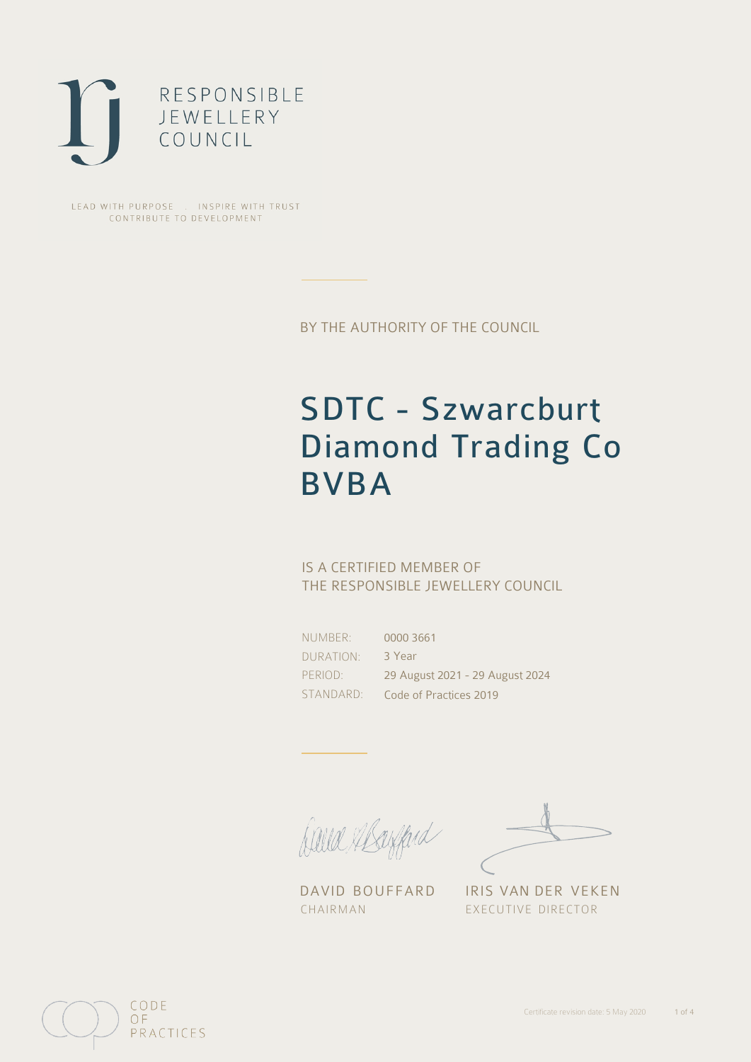RESPONSIBLE
JEWELLERY
COUNCIL

LEAD WITH PURPOSE . INSPIRE WITH TRUST
CONTRIBUTE TO DEVELOPMENT

BY THE AUTHORITY OF THE COUNCIL

# SDTC - Szwarcburt Diamond Trading Co BVBA

IS A CERTIFIED MEMBER OF
THE RESPONSIBLE JEWELLERY COUNCIL

| | |
|---|---|
| NUMBER: | 0000 3661 |
| DURATION: | 3 Year |
| PERIOD: | 29 August 2021 - 29 August 2024 |
| STANDARD: | Code of Practices 2019 |

DAVID BOUFFARD
CHAIRMAN

IRIS VAN DER VEKEN
EXECUTIVE DIRECTOR

CODE
OF
PRACTICES

Certificate revision date: 5 May 2020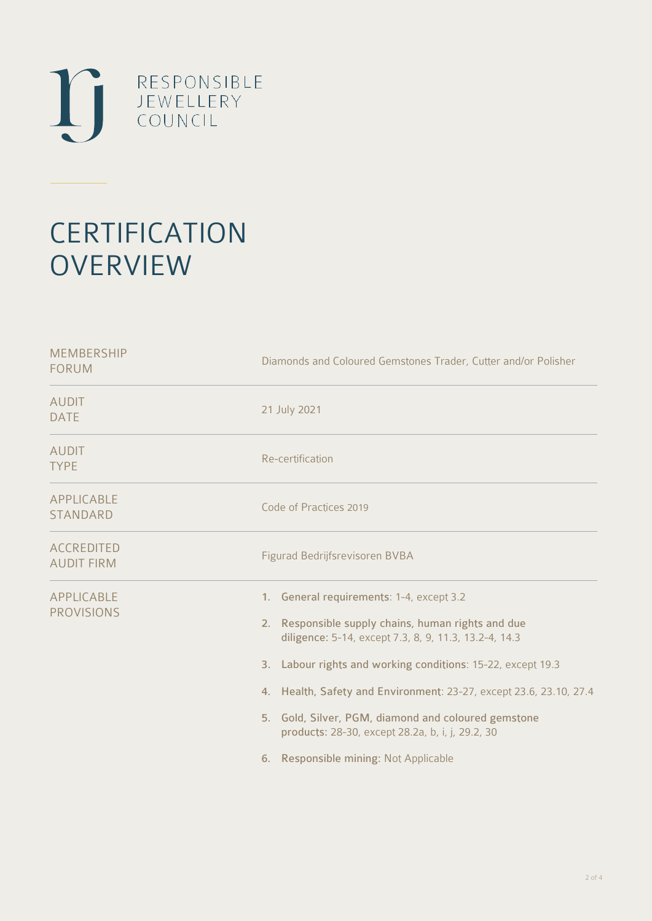RESPONSIBLE
JEWELLERY
COUNCIL

# CERTIFICATION OVERVIEW

| | |
|---|---|
| MEMBERSHIP FORUM | Diamonds and Coloured Gemstones Trader, Cutter and/or Polisher |
| AUDIT DATE | 21 July 2021 |
| AUDIT TYPE | Re-certification |
| APPLICABLE STANDARD | Code of Practices 2019 |
| ACCREDITED AUDIT FIRM | Figurad Bedrijfsrevisoren BVBA |
| APPLICABLE PROVISIONS | 1. **General requirements**: 1-4, except 3.2<br>2. **Responsible supply chains, human rights and due diligence:** 5-14, except 7.3, 8, 9, 11.3, 13.2-4, 14.3<br>3. **Labour rights and working conditions**: 15-22, except 19.3<br>4. **Health, Safety and Environment**: 23-27, except 23.6, 23.10, 27.4<br>5. **Gold, Silver, PGM, diamond and coloured gemstone products:** 28-30, except 28.2a, b, i, j, 29.2, 30<br>6. **Responsible mining:** Not Applicable |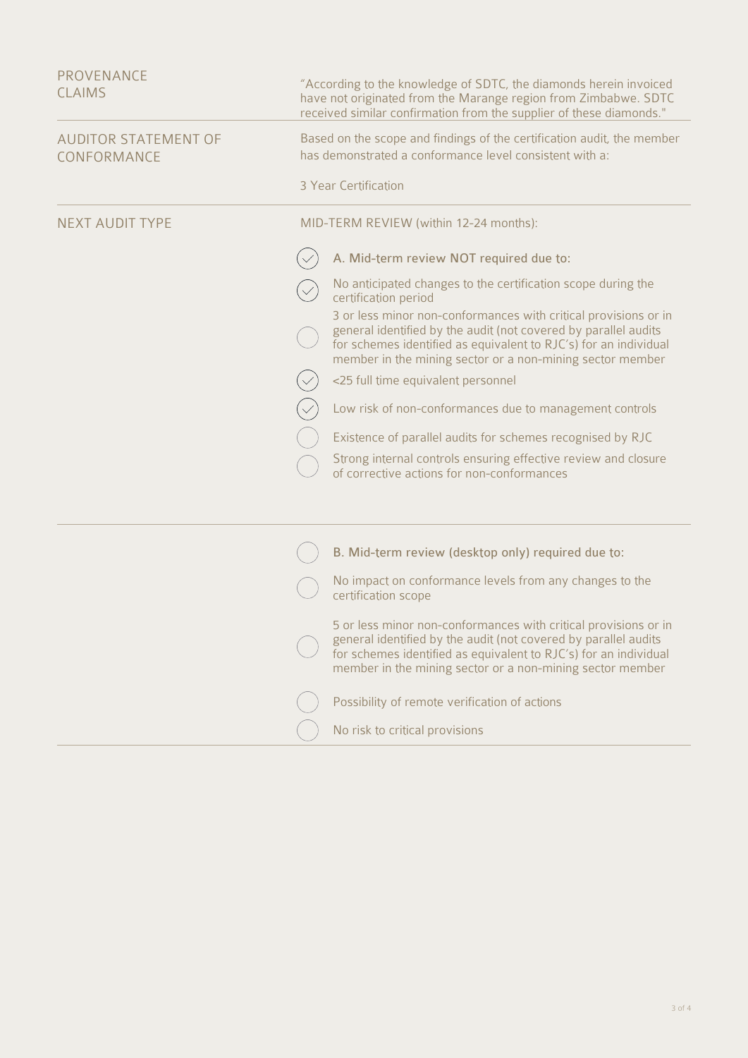| | |
|---|---|
| PROVENANCE CLAIMS | "According to the knowledge of SDTC, the diamonds herein invoiced have not originated from the Marange region from Zimbabwe. SDTC received similar confirmation from the supplier of these diamonds." |
| AUDITOR STATEMENT OF CONFORMANCE | Based on the scope and findings of the certification audit, the member has demonstrated a conformance level consistent with a:<br><br>3 Year Certification |
| NEXT AUDIT TYPE | MID-TERM REVIEW (within 12-24 months): |

- [x] A. Mid-term review NOT required due to:
- [x] No anticipated changes to the certification scope during the certification period
- [ ] 3 or less minor non-conformances with critical provisions or in general identified by the audit (not covered by parallel audits for schemes identified as equivalent to RJC's) for an individual member in the mining sector or a non-mining sector member
- [x] <25 full time equivalent personnel
- [x] Low risk of non-conformances due to management controls
- [ ] Existence of parallel audits for schemes recognised by RJC
- [ ] Strong internal controls ensuring effective review and closure of corrective actions for non-conformances

---

- [ ] B. Mid-term review (desktop only) required due to:
- [ ] No impact on conformance levels from any changes to the certification scope
- [ ] 5 or less minor non-conformances with critical provisions or in general identified by the audit (not covered by parallel audits for schemes identified as equivalent to RJC's) for an individual member in the mining sector or a non-mining sector member
- [ ] Possibility of remote verification of actions
- [ ] No risk to critical provisions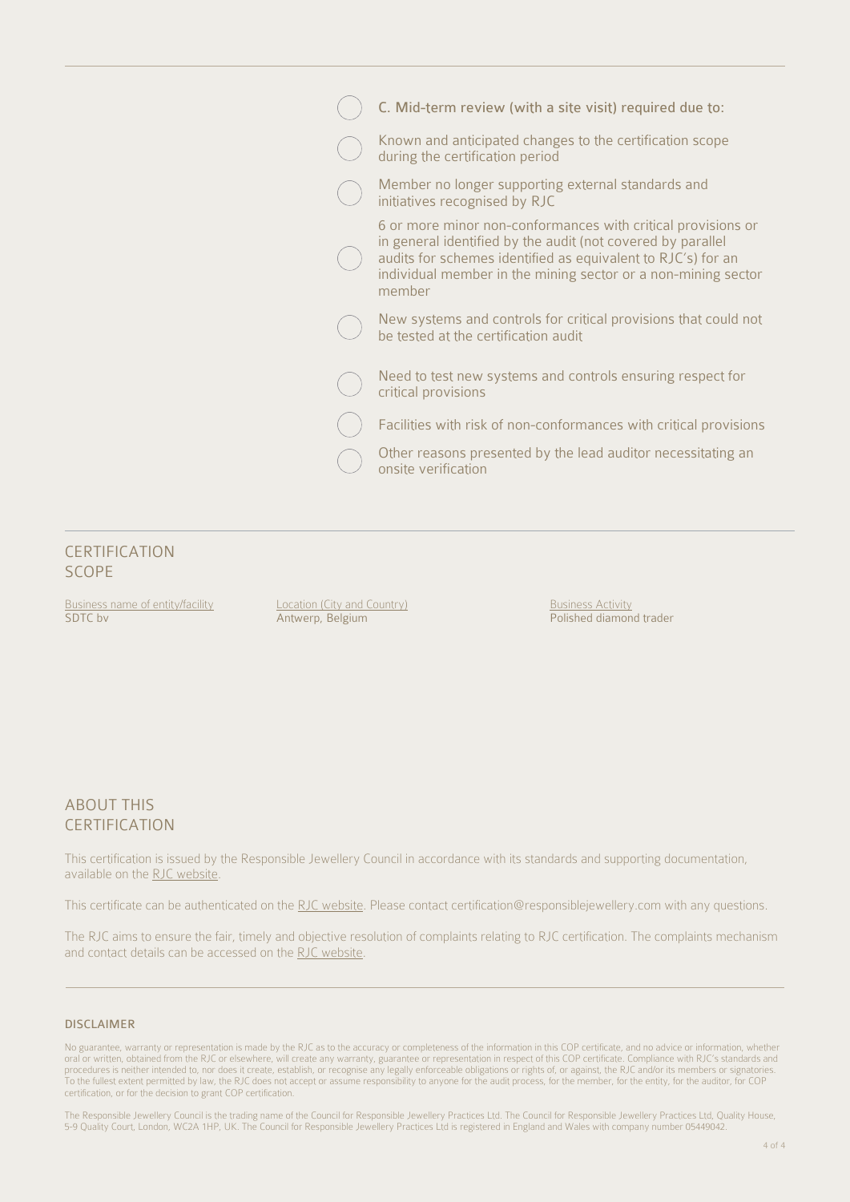- ( ) C. Mid-term review (with a site visit) required due to:
- ( ) Known and anticipated changes to the certification scope during the certification period
- ( ) Member no longer supporting external standards and initiatives recognised by RJC
- ( ) 6 or more minor non-conformances with critical provisions or in general identified by the audit (not covered by parallel audits for schemes identified as equivalent to RJC's) for an individual member in the mining sector or a non-mining sector member
- ( ) New systems and controls for critical provisions that could not be tested at the certification audit
- ( ) Need to test new systems and controls ensuring respect for critical provisions
- ( ) Facilities with risk of non-conformances with critical provisions
- ( ) Other reasons presented by the lead auditor necessitating an onsite verification

## CERTIFICATION SCOPE

| Business name of entity/facility | Location (City and Country) | Business Activity |
|---|---|---|
| SDTC bv | Antwerp, Belgium | Polished diamond trader |

## ABOUT THIS CERTIFICATION

This certification is issued by the Responsible Jewellery Council in accordance with its standards and supporting documentation, available on the RJC website.

This certificate can be authenticated on the RJC website. Please contact certification@responsiblejewellery.com with any questions.

The RJC aims to ensure the fair, timely and objective resolution of complaints relating to RJC certification. The complaints mechanism and contact details can be accessed on the RJC website.

### DISCLAIMER

No guarantee, warranty or representation is made by the RJC as to the accuracy or completeness of the information in this COP certificate, and no advice or information, whether oral or written, obtained from the RJC or elsewhere, will create any warranty, guarantee or representation in respect of this COP certificate. Compliance with RJC's standards and procedures is neither intended to, nor does it create, establish, or recognise any legally enforceable obligations or rights of, or against, the RJC and/or its members or signatories. To the fullest extent permitted by law, the RJC does not accept or assume responsibility to anyone for the audit process, for the member, for the entity, for the auditor, for COP certification, or for the decision to grant COP certification.

The Responsible Jewellery Council is the trading name of the Council for Responsible Jewellery Practices Ltd. The Council for Responsible Jewellery Practices Ltd, Quality House, 5-9 Quality Court, London, WC2A 1HP, UK. The Council for Responsible Jewellery Practices Ltd is registered in England and Wales with company number 05449042.